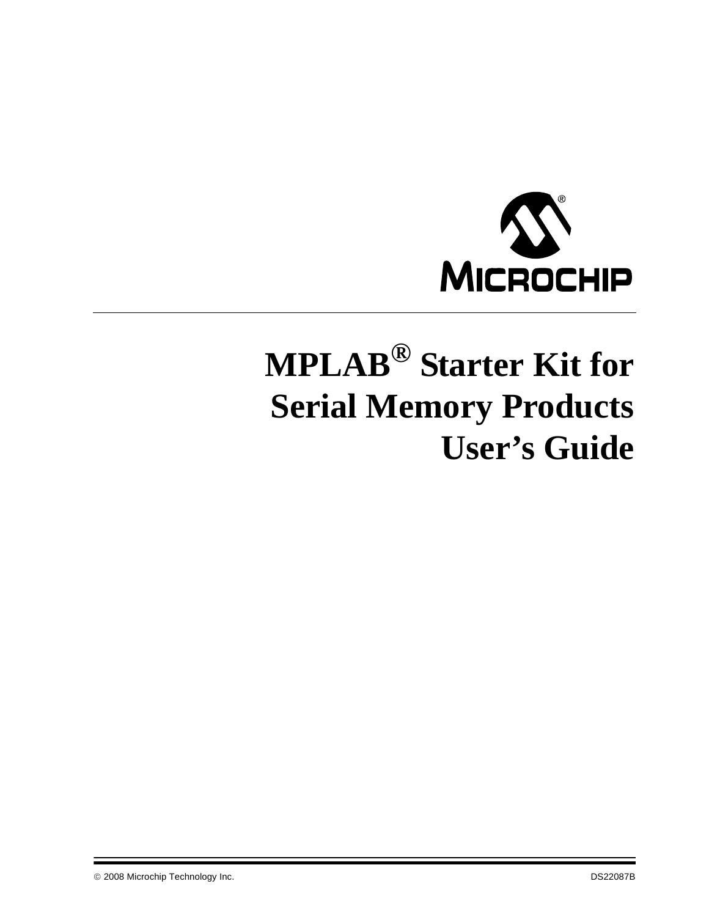# MPLAB® Starter Kit for Serial Memory Products User's Guide

© 2008 Microchip Technology Inc. DS22087B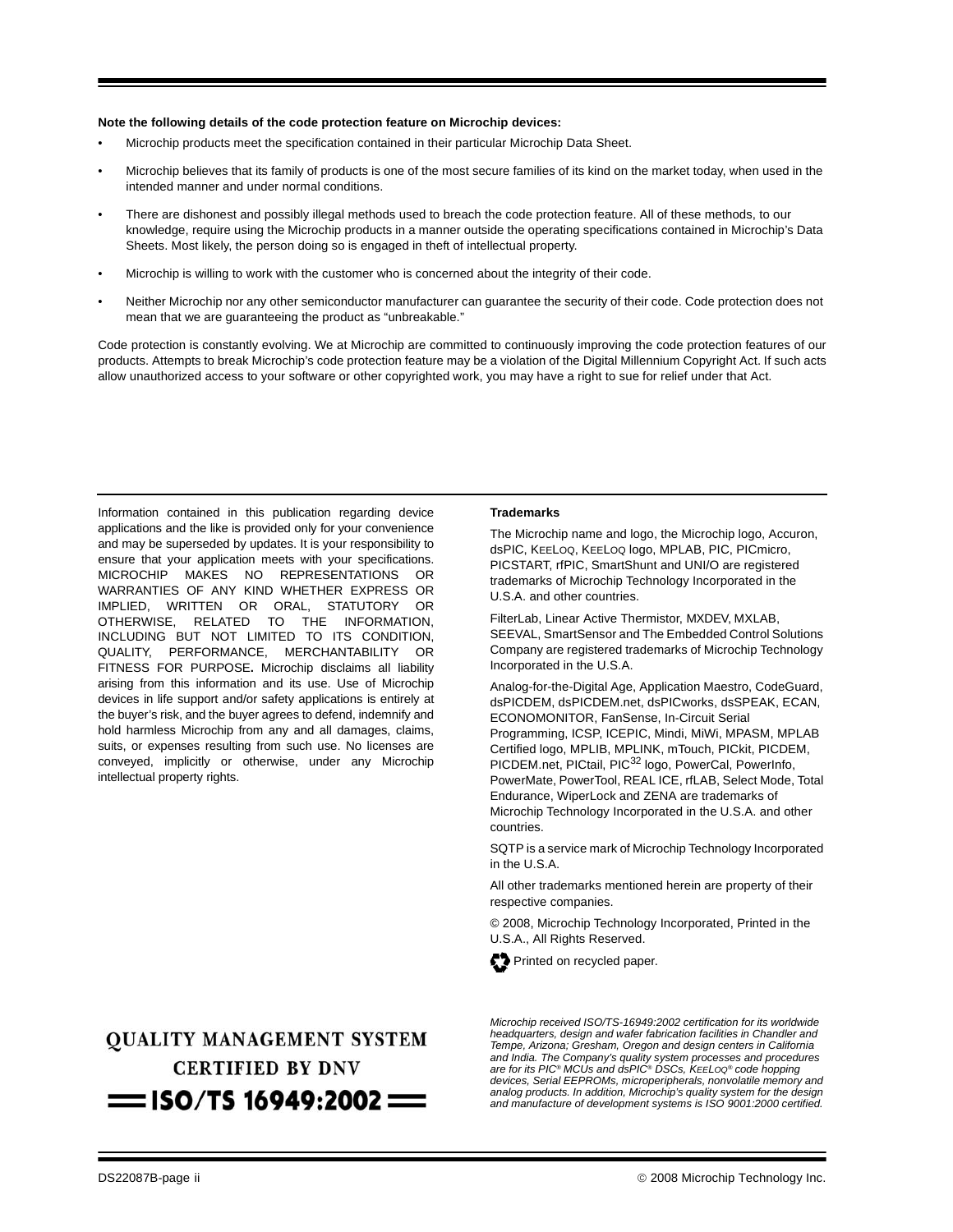**Note the following details of the code protection feature on Microchip devices:**

- Microchip products meet the specification contained in their particular Microchip Data Sheet.
- Microchip believes that its family of products is one of the most secure families of its kind on the market today, when used in the intended manner and under normal conditions.
- There are dishonest and possibly illegal methods used to breach the code protection feature. All of these methods, to our knowledge, require using the Microchip products in a manner outside the operating specifications contained in Microchip's Data Sheets. Most likely, the person doing so is engaged in theft of intellectual property.
- Microchip is willing to work with the customer who is concerned about the integrity of their code.
- Neither Microchip nor any other semiconductor manufacturer can guarantee the security of their code. Code protection does not mean that we are guaranteeing the product as "unbreakable."

Code protection is constantly evolving. We at Microchip are committed to continuously improving the code protection features of our products. Attempts to break Microchip's code protection feature may be a violation of the Digital Millennium Copyright Act. If such acts allow unauthorized access to your software or other copyrighted work, you may have a right to sue for relief under that Act.

Information contained in this publication regarding device applications and the like is provided only for your convenience and may be superseded by updates. It is your responsibility to ensure that your application meets with your specifications. MICROCHIP MAKES NO REPRESENTATIONS OR WARRANTIES OF ANY KIND WHETHER EXPRESS OR IMPLIED, WRITTEN OR ORAL, STATUTORY OR OTHERWISE, RELATED TO THE INFORMATION, INCLUDING BUT NOT LIMITED TO ITS CONDITION, QUALITY, PERFORMANCE, MERCHANTABILITY OR FITNESS FOR PURPOSE**.** Microchip disclaims all liability arising from this information and its use. Use of Microchip devices in life support and/or safety applications is entirely at the buyer's risk, and the buyer agrees to defend, indemnify and hold harmless Microchip from any and all damages, claims, suits, or expenses resulting from such use. No licenses are conveyed, implicitly or otherwise, under any Microchip intellectual property rights.

**Trademarks**

The Microchip name and logo, the Microchip logo, Accuron, dsPIC, KEELOQ, KEELOQ logo, MPLAB, PIC, PICmicro, PICSTART, rfPIC, SmartShunt and UNI/O are registered trademarks of Microchip Technology Incorporated in the U.S.A. and other countries.

FilterLab, Linear Active Thermistor, MXDEV, MXLAB, SEEVAL, SmartSensor and The Embedded Control Solutions Company are registered trademarks of Microchip Technology Incorporated in the U.S.A.

Analog-for-the-Digital Age, Application Maestro, CodeGuard, dsPICDEM, dsPICDEM.net, dsPICworks, dsSPEAK, ECAN, ECONOMONITOR, FanSense, In-Circuit Serial Programming, ICSP, ICEPIC, Mindi, MiWi, MPASM, MPLAB Certified logo, MPLIB, MPLINK, mTouch, PICkit, PICDEM, PICDEM.net, PICtail, PIC$^{32}$ logo, PowerCal, PowerInfo, PowerMate, PowerTool, REAL ICE, rfLAB, Select Mode, Total Endurance, WiperLock and ZENA are trademarks of Microchip Technology Incorporated in the U.S.A. and other countries.

SQTP is a service mark of Microchip Technology Incorporated in the U.S.A.

All other trademarks mentioned herein are property of their respective companies.

© 2008, Microchip Technology Incorporated, Printed in the U.S.A., All Rights Reserved.

Printed on recycled paper.

QUALITY MANAGEMENT SYSTEM
CERTIFIED BY DNV
ISO/TS 16949:2002

*Microchip received ISO/TS-16949:2002 certification for its worldwide headquarters, design and wafer fabrication facilities in Chandler and Tempe, Arizona; Gresham, Oregon and design centers in California and India. The Company's quality system processes and procedures are for its PIC® MCUs and dsPIC® DSCs, KEELOQ® code hopping devices, Serial EEPROMs, microperipherals, nonvolatile memory and analog products. In addition, Microchip's quality system for the design and manufacture of development systems is ISO 9001:2000 certified.*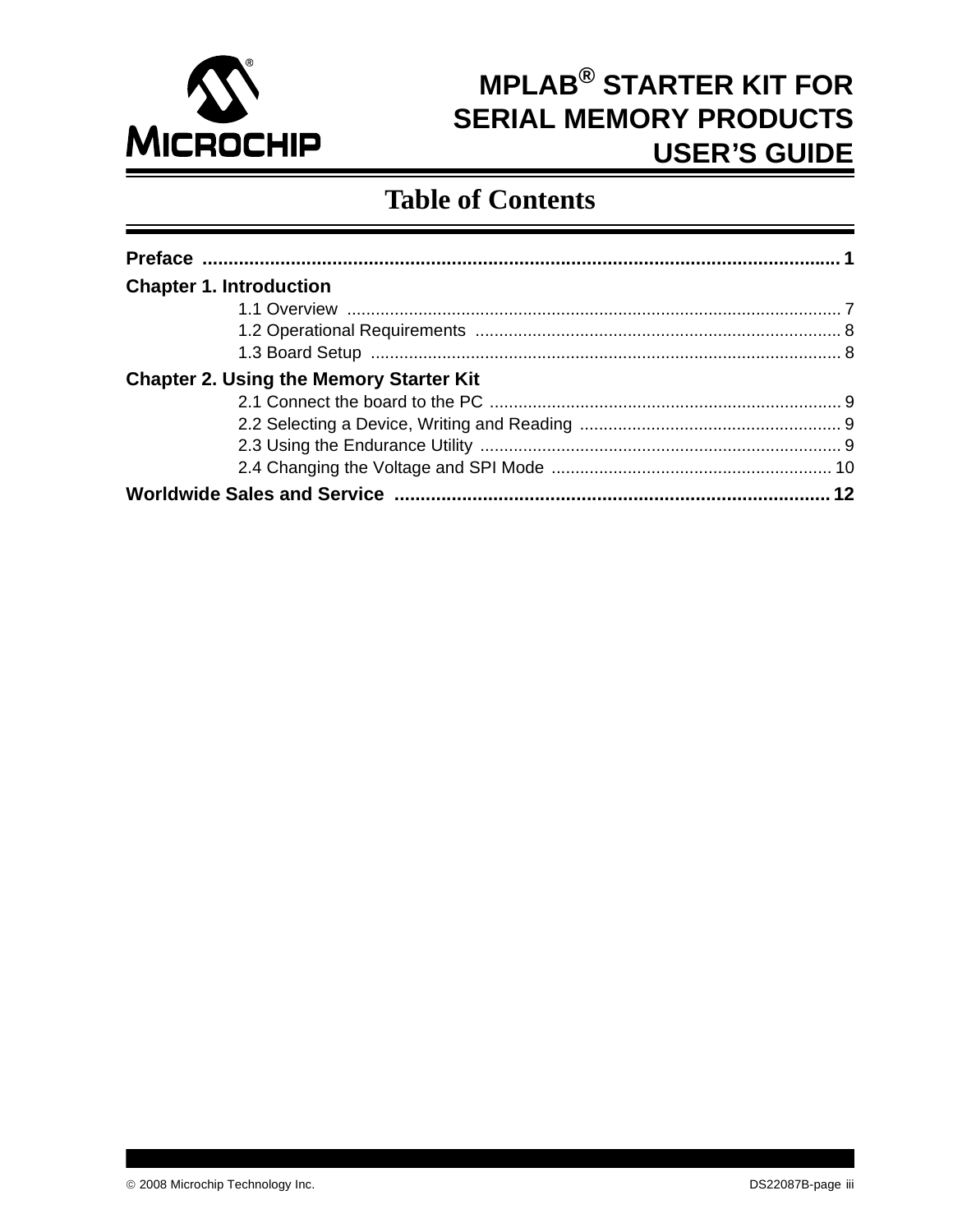# MPLAB® STARTER KIT FOR SERIAL MEMORY PRODUCTS USER'S GUIDE

## Table of Contents

**Preface** .......................................................................................................................... 1

**Chapter 1. Introduction**

- 1.1 Overview ........................................................................................................ 7
- 1.2 Operational Requirements ............................................................................ 8
- 1.3 Board Setup .................................................................................................. 8

**Chapter 2. Using the Memory Starter Kit**

- 2.1 Connect the board to the PC .......................................................................... 9
- 2.2 Selecting a Device, Writing and Reading ....................................................... 9
- 2.3 Using the Endurance Utility ............................................................................ 9
- 2.4 Changing the Voltage and SPI Mode ........................................................... 10

**Worldwide Sales and Service** .................................................................................... 12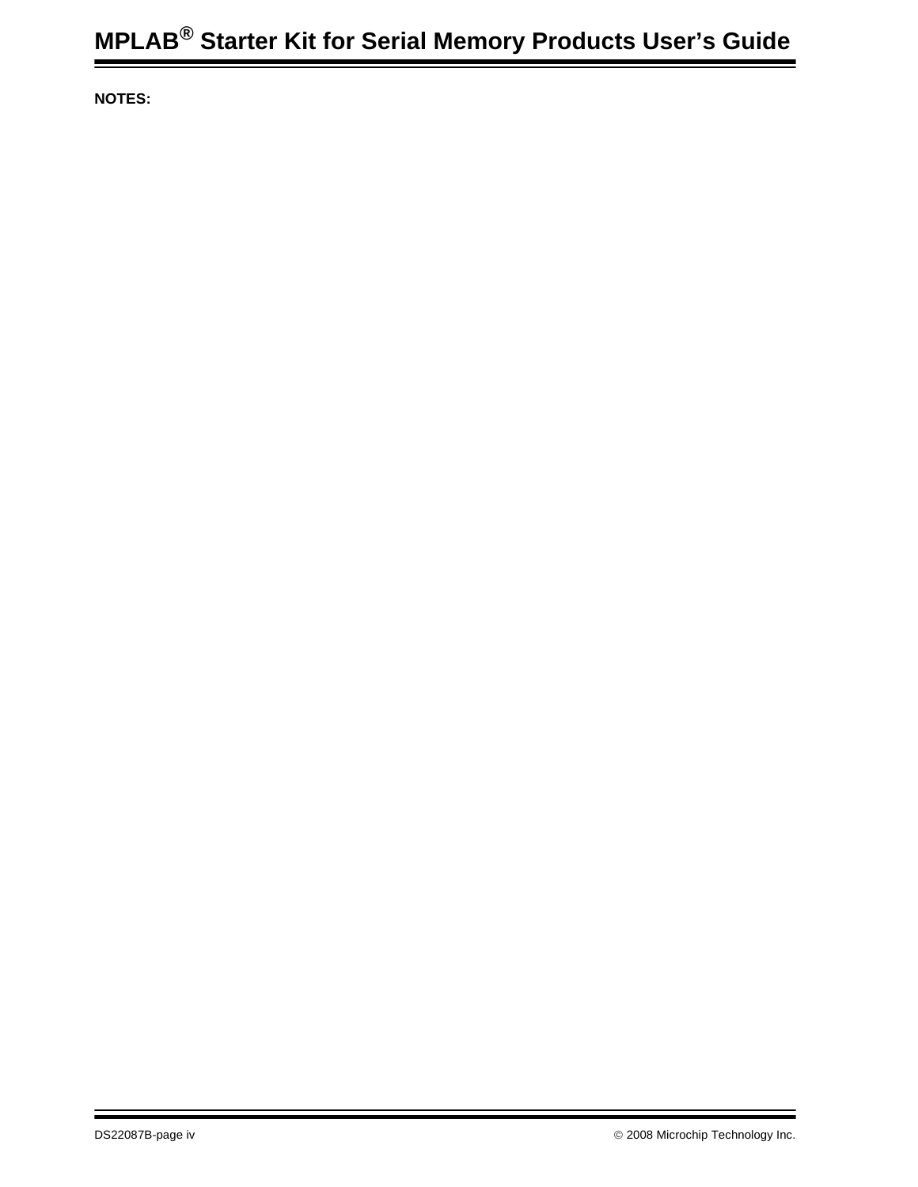**NOTES:**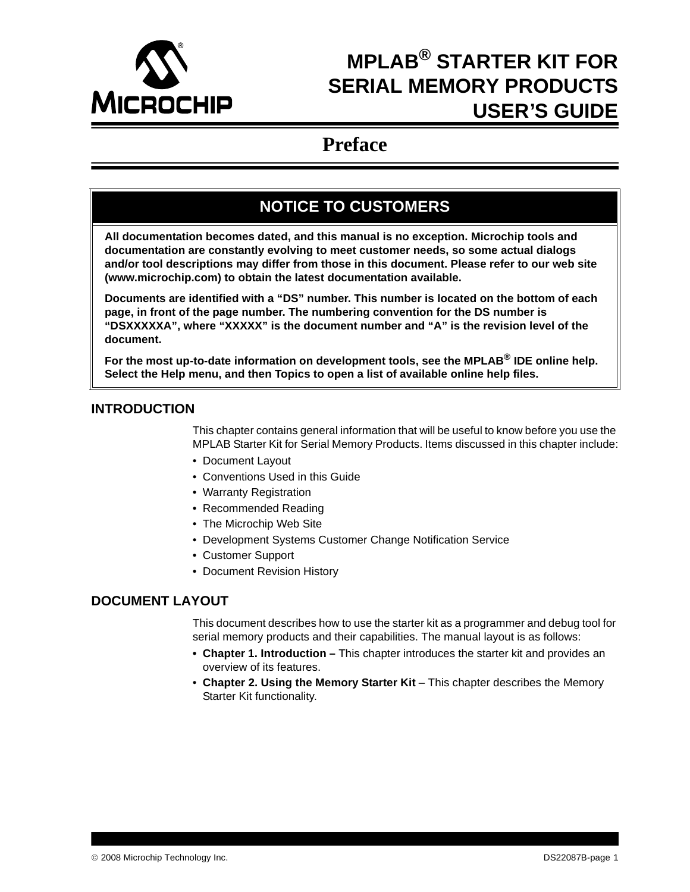# MPLAB® STARTER KIT FOR SERIAL MEMORY PRODUCTS USER'S GUIDE

## Preface

### NOTICE TO CUSTOMERS

**All documentation becomes dated, and this manual is no exception. Microchip tools and documentation are constantly evolving to meet customer needs, so some actual dialogs and/or tool descriptions may differ from those in this document. Please refer to our web site (www.microchip.com) to obtain the latest documentation available.**

**Documents are identified with a "DS" number. This number is located on the bottom of each page, in front of the page number. The numbering convention for the DS number is "DSXXXXXA", where "XXXXX" is the document number and "A" is the revision level of the document.**

**For the most up-to-date information on development tools, see the MPLAB® IDE online help. Select the Help menu, and then Topics to open a list of available online help files.**

## INTRODUCTION

This chapter contains general information that will be useful to know before you use the MPLAB Starter Kit for Serial Memory Products. Items discussed in this chapter include:

- Document Layout
- Conventions Used in this Guide
- Warranty Registration
- Recommended Reading
- The Microchip Web Site
- Development Systems Customer Change Notification Service
- Customer Support
- Document Revision History

## DOCUMENT LAYOUT

This document describes how to use the starter kit as a programmer and debug tool for serial memory products and their capabilities. The manual layout is as follows:

- **Chapter 1. Introduction –** This chapter introduces the starter kit and provides an overview of its features.
- **Chapter 2. Using the Memory Starter Kit** – This chapter describes the Memory Starter Kit functionality.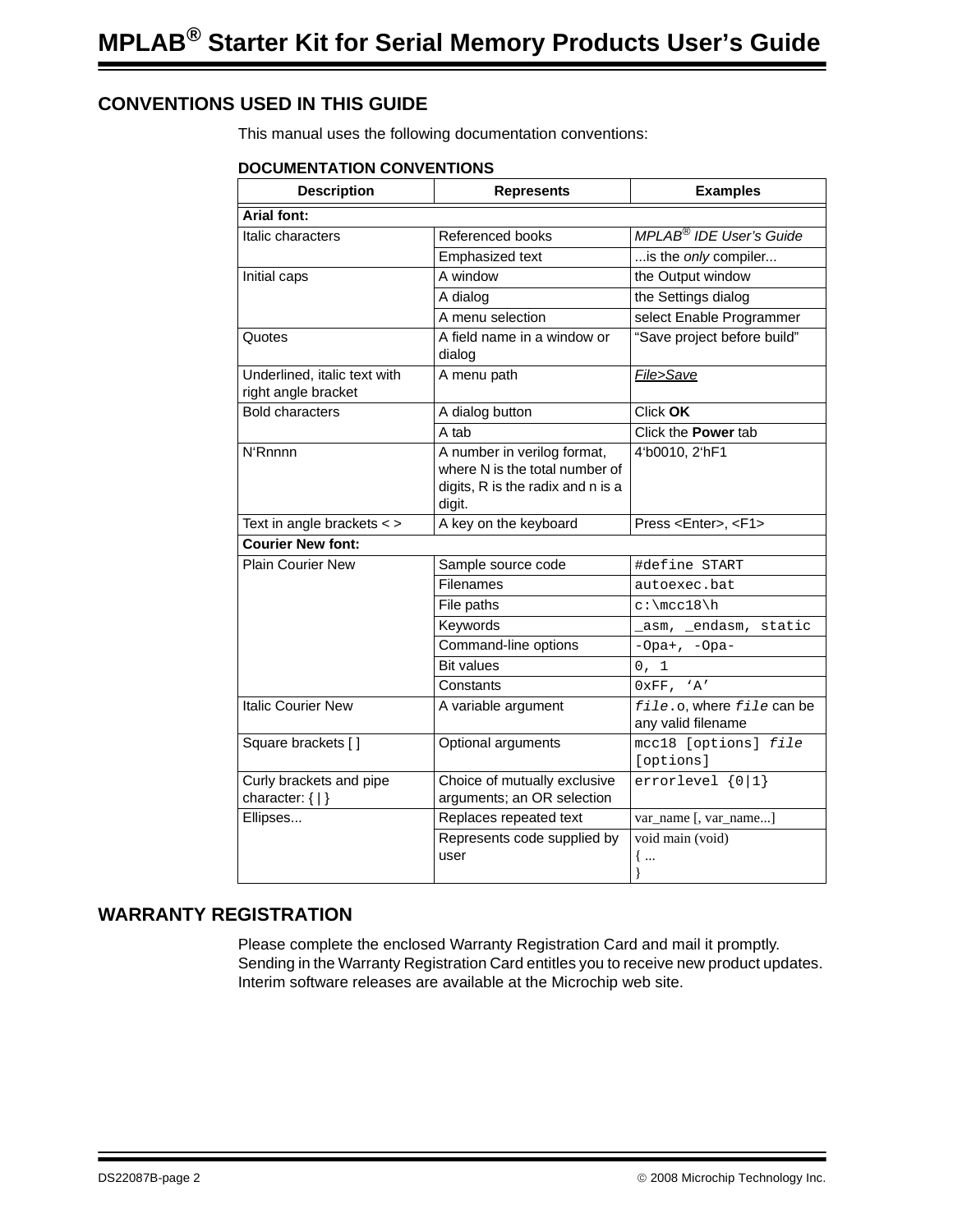## CONVENTIONS USED IN THIS GUIDE

This manual uses the following documentation conventions:

**DOCUMENTATION CONVENTIONS**

| Description | Represents | Examples |
|---|---|---|
| **Arial font:** | | |
| Italic characters | Referenced books | *MPLAB® IDE User's Guide* |
| | Emphasized text | ...is the *only* compiler... |
| Initial caps | A window | the Output window |
| | A dialog | the Settings dialog |
| | A menu selection | select Enable Programmer |
| Quotes | A field name in a window or dialog | "Save project before build" |
| Underlined, italic text with right angle bracket | A menu path | *File>Save* |
| Bold characters | A dialog button | Click **OK** |
| | A tab | Click the **Power** tab |
| N'Rnnnn | A number in verilog format, where N is the total number of digits, R is the radix and n is a digit. | 4'b0010, 2'hF1 |
| Text in angle brackets < > | A key on the keyboard | Press <Enter>, <F1> |
| **Courier New font:** | | |
| Plain Courier New | Sample source code | `#define START` |
| | Filenames | `autoexec.bat` |
| | File paths | `c:\mcc18\h` |
| | Keywords | `_asm, _endasm, static` |
| | Command-line options | `-Opa+, -Opa-` |
| | Bit values | `0, 1` |
| | Constants | `0xFF, 'A'` |
| Italic Courier New | A variable argument | *`file`*`.o`, where *`file`* can be any valid filename |
| Square brackets [ ] | Optional arguments | `mcc18 [options]` *`file`* `[options]` |
| Curly brackets and pipe character: { \| } | Choice of mutually exclusive arguments; an OR selection | `errorlevel {0\|1}` |
| Ellipses... | Replaces repeated text | var_name [, var_name...] |
| | Represents code supplied by user | void main (void) { ... } |

## WARRANTY REGISTRATION

Please complete the enclosed Warranty Registration Card and mail it promptly. Sending in the Warranty Registration Card entitles you to receive new product updates. Interim software releases are available at the Microchip web site.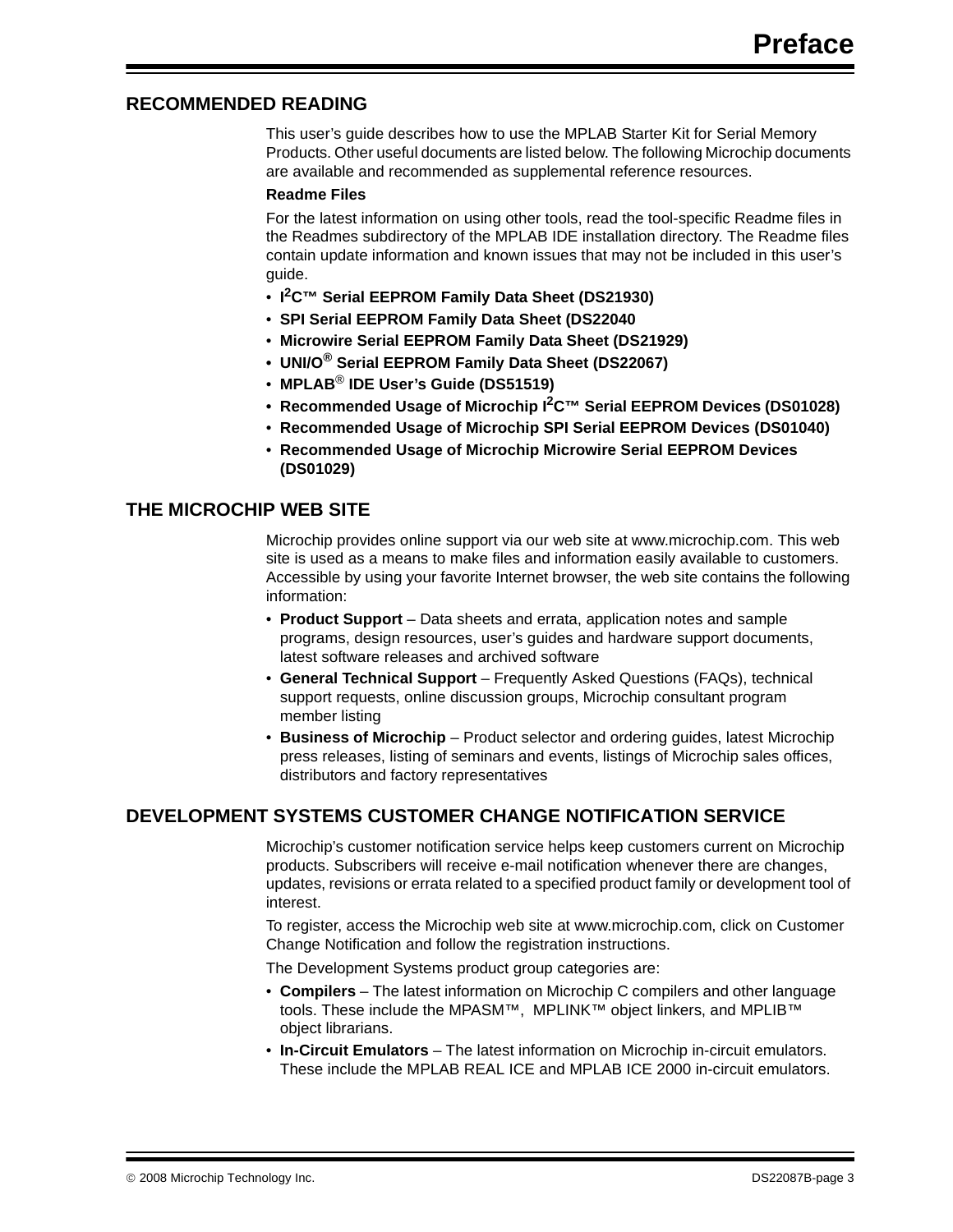## RECOMMENDED READING

This user's guide describes how to use the MPLAB Starter Kit for Serial Memory Products. Other useful documents are listed below. The following Microchip documents are available and recommended as supplemental reference resources.

**Readme Files**

For the latest information on using other tools, read the tool-specific Readme files in the Readmes subdirectory of the MPLAB IDE installation directory. The Readme files contain update information and known issues that may not be included in this user's guide.

- **I²C™ Serial EEPROM Family Data Sheet (DS21930)**
- **SPI Serial EEPROM Family Data Sheet (DS22040**
- **Microwire Serial EEPROM Family Data Sheet (DS21929)**
- **UNI/O® Serial EEPROM Family Data Sheet (DS22067)**
- **MPLAB® IDE User's Guide (DS51519)**
- **Recommended Usage of Microchip I²C™ Serial EEPROM Devices (DS01028)**
- **Recommended Usage of Microchip SPI Serial EEPROM Devices (DS01040)**
- **Recommended Usage of Microchip Microwire Serial EEPROM Devices (DS01029)**

## THE MICROCHIP WEB SITE

Microchip provides online support via our web site at www.microchip.com. This web site is used as a means to make files and information easily available to customers. Accessible by using your favorite Internet browser, the web site contains the following information:

- **Product Support** – Data sheets and errata, application notes and sample programs, design resources, user's guides and hardware support documents, latest software releases and archived software
- **General Technical Support** – Frequently Asked Questions (FAQs), technical support requests, online discussion groups, Microchip consultant program member listing
- **Business of Microchip** – Product selector and ordering guides, latest Microchip press releases, listing of seminars and events, listings of Microchip sales offices, distributors and factory representatives

## DEVELOPMENT SYSTEMS CUSTOMER CHANGE NOTIFICATION SERVICE

Microchip's customer notification service helps keep customers current on Microchip products. Subscribers will receive e-mail notification whenever there are changes, updates, revisions or errata related to a specified product family or development tool of interest.

To register, access the Microchip web site at www.microchip.com, click on Customer Change Notification and follow the registration instructions.

The Development Systems product group categories are:

- **Compilers** – The latest information on Microchip C compilers and other language tools. These include the MPASM™, MPLINK™ object linkers, and MPLIB™ object librarians.
- **In-Circuit Emulators** – The latest information on Microchip in-circuit emulators. These include the MPLAB REAL ICE and MPLAB ICE 2000 in-circuit emulators.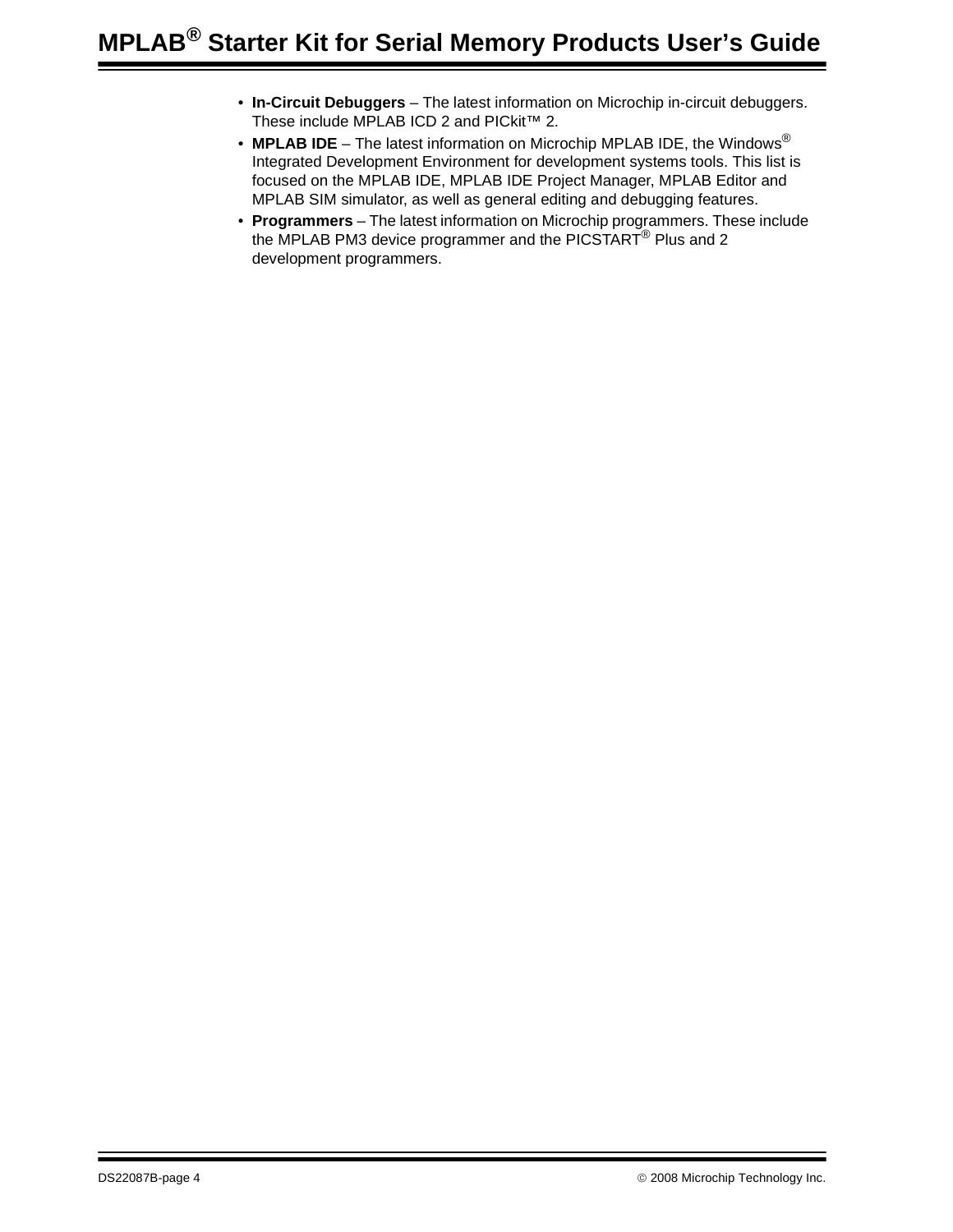- **In-Circuit Debuggers** – The latest information on Microchip in-circuit debuggers. These include MPLAB ICD 2 and PICkit™ 2.
- **MPLAB IDE** – The latest information on Microchip MPLAB IDE, the Windows® Integrated Development Environment for development systems tools. This list is focused on the MPLAB IDE, MPLAB IDE Project Manager, MPLAB Editor and MPLAB SIM simulator, as well as general editing and debugging features.
- **Programmers** – The latest information on Microchip programmers. These include the MPLAB PM3 device programmer and the PICSTART® Plus and 2 development programmers.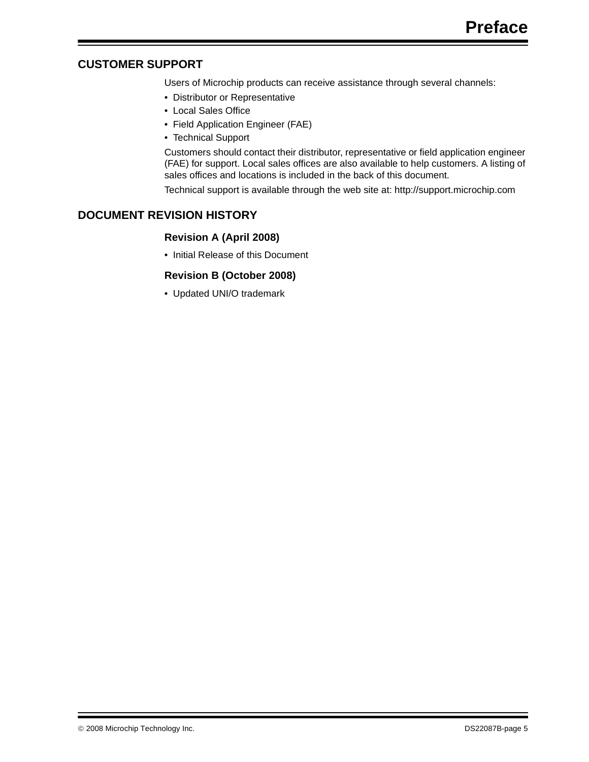## CUSTOMER SUPPORT

Users of Microchip products can receive assistance through several channels:

- Distributor or Representative
- Local Sales Office
- Field Application Engineer (FAE)
- Technical Support

Customers should contact their distributor, representative or field application engineer (FAE) for support. Local sales offices are also available to help customers. A listing of sales offices and locations is included in the back of this document.

Technical support is available through the web site at: http://support.microchip.com

## DOCUMENT REVISION HISTORY

### Revision A (April 2008)

- Initial Release of this Document

### Revision B (October 2008)

- Updated UNI/O trademark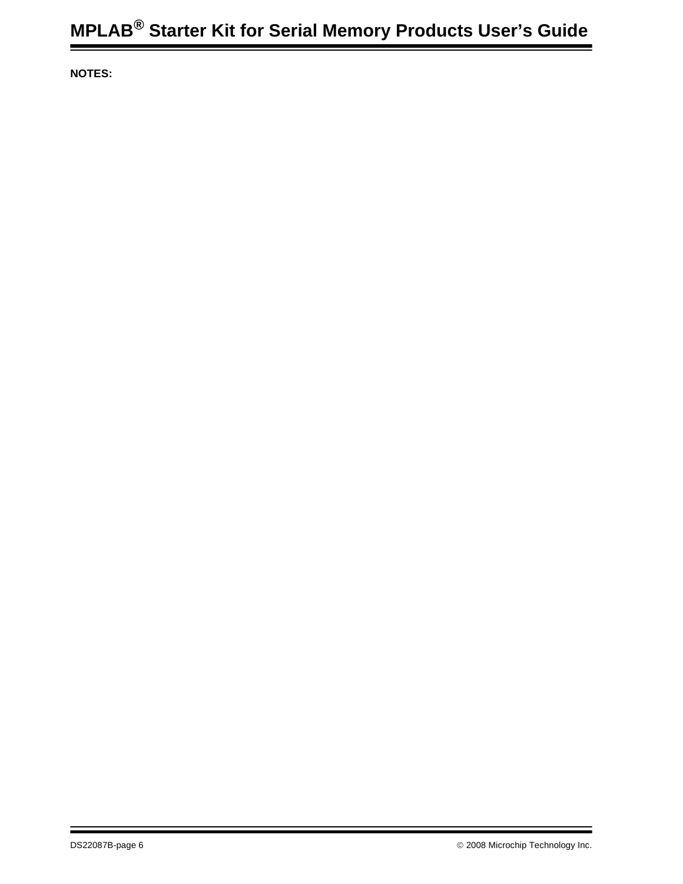**NOTES:**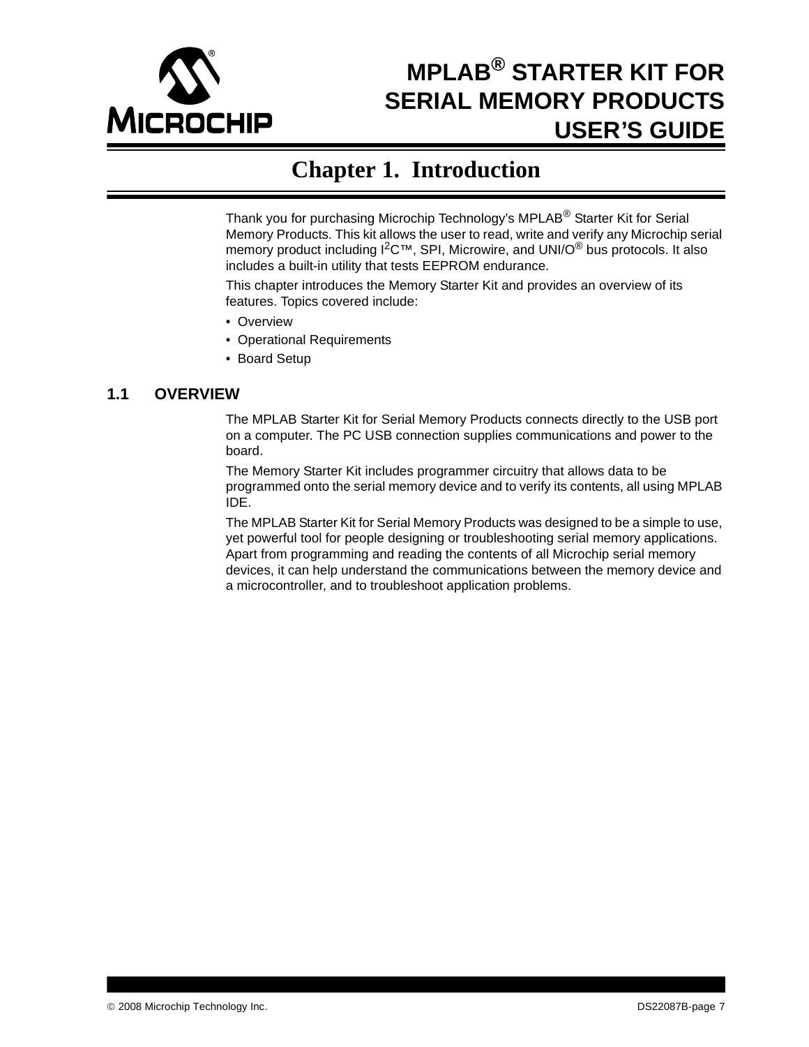# Chapter 1. Introduction

Thank you for purchasing Microchip Technology's MPLAB® Starter Kit for Serial Memory Products. This kit allows the user to read, write and verify any Microchip serial memory product including $I^2C$™, SPI, Microwire, and UNI/O® bus protocols. It also includes a built-in utility that tests EEPROM endurance.

This chapter introduces the Memory Starter Kit and provides an overview of its features. Topics covered include:

- Overview
- Operational Requirements
- Board Setup

## 1.1 OVERVIEW

The MPLAB Starter Kit for Serial Memory Products connects directly to the USB port on a computer. The PC USB connection supplies communications and power to the board.

The Memory Starter Kit includes programmer circuitry that allows data to be programmed onto the serial memory device and to verify its contents, all using MPLAB IDE.

The MPLAB Starter Kit for Serial Memory Products was designed to be a simple to use, yet powerful tool for people designing or troubleshooting serial memory applications. Apart from programming and reading the contents of all Microchip serial memory devices, it can help understand the communications between the memory device and a microcontroller, and to troubleshoot application problems.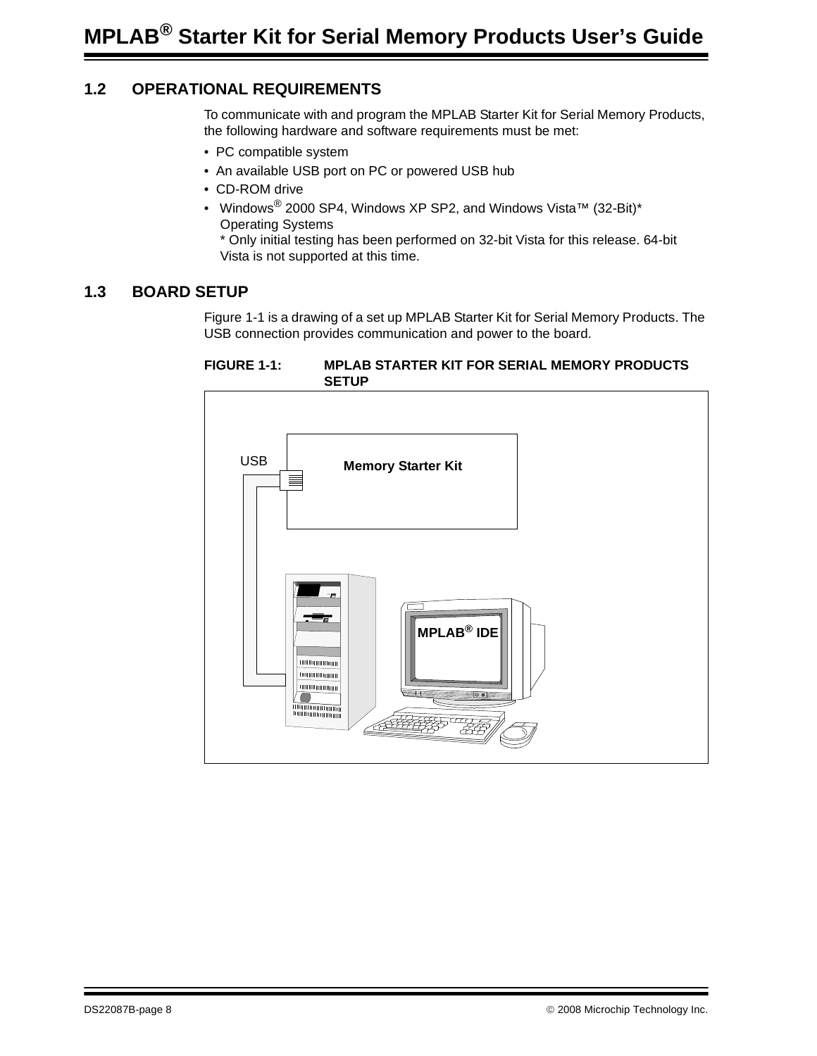## 1.2 OPERATIONAL REQUIREMENTS

To communicate with and program the MPLAB Starter Kit for Serial Memory Products, the following hardware and software requirements must be met:

- PC compatible system
- An available USB port on PC or powered USB hub
- CD-ROM drive
- Windows® 2000 SP4, Windows XP SP2, and Windows Vista™ (32-Bit)* Operating Systems
  \* Only initial testing has been performed on 32-bit Vista for this release. 64-bit Vista is not supported at this time.

## 1.3 BOARD SETUP

Figure 1-1 is a drawing of a set up MPLAB Starter Kit for Serial Memory Products. The USB connection provides communication and power to the board.

**FIGURE 1-1: MPLAB STARTER KIT FOR SERIAL MEMORY PRODUCTS SETUP**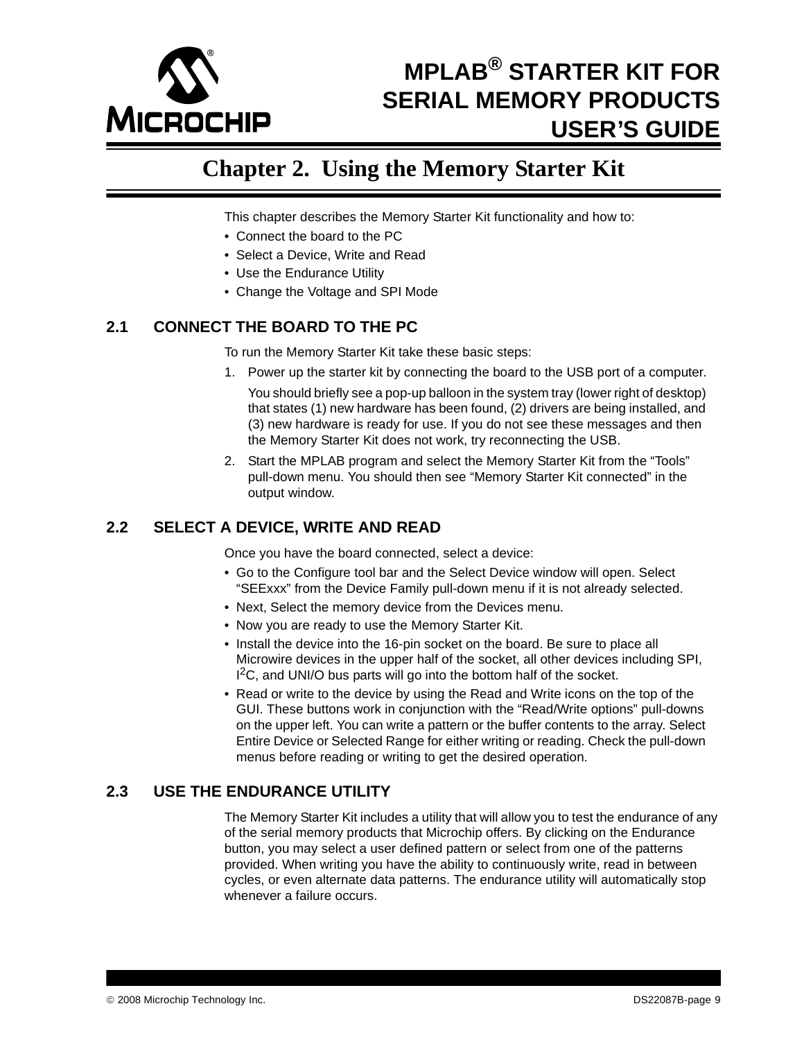# Chapter 2. Using the Memory Starter Kit

This chapter describes the Memory Starter Kit functionality and how to:

- Connect the board to the PC
- Select a Device, Write and Read
- Use the Endurance Utility
- Change the Voltage and SPI Mode

## 2.1 CONNECT THE BOARD TO THE PC

To run the Memory Starter Kit take these basic steps:

1. Power up the starter kit by connecting the board to the USB port of a computer.

   You should briefly see a pop-up balloon in the system tray (lower right of desktop) that states (1) new hardware has been found, (2) drivers are being installed, and (3) new hardware is ready for use. If you do not see these messages and then the Memory Starter Kit does not work, try reconnecting the USB.

2. Start the MPLAB program and select the Memory Starter Kit from the “Tools” pull-down menu. You should then see “Memory Starter Kit connected” in the output window.

## 2.2 SELECT A DEVICE, WRITE AND READ

Once you have the board connected, select a device:

- Go to the Configure tool bar and the Select Device window will open. Select “SEExxx” from the Device Family pull-down menu if it is not already selected.
- Next, Select the memory device from the Devices menu.
- Now you are ready to use the Memory Starter Kit.
- Install the device into the 16-pin socket on the board. Be sure to place all Microwire devices in the upper half of the socket, all other devices including SPI, I$^2$C, and UNI/O bus parts will go into the bottom half of the socket.
- Read or write to the device by using the Read and Write icons on the top of the GUI. These buttons work in conjunction with the “Read/Write options” pull-downs on the upper left. You can write a pattern or the buffer contents to the array. Select Entire Device or Selected Range for either writing or reading. Check the pull-down menus before reading or writing to get the desired operation.

## 2.3 USE THE ENDURANCE UTILITY

The Memory Starter Kit includes a utility that will allow you to test the endurance of any of the serial memory products that Microchip offers. By clicking on the Endurance button, you may select a user defined pattern or select from one of the patterns provided. When writing you have the ability to continuously write, read in between cycles, or even alternate data patterns. The endurance utility will automatically stop whenever a failure occurs.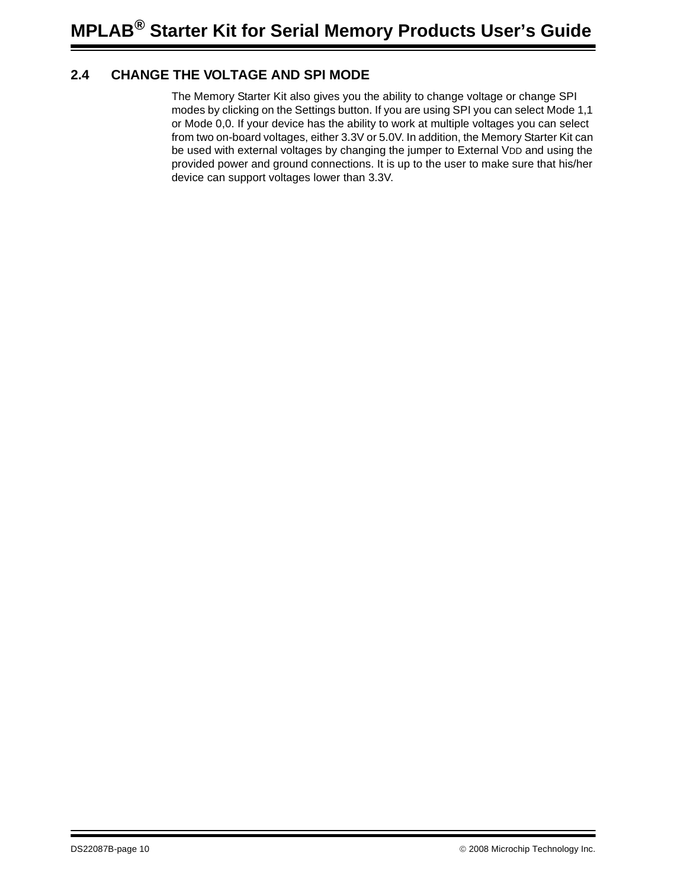## 2.4 CHANGE THE VOLTAGE AND SPI MODE

The Memory Starter Kit also gives you the ability to change voltage or change SPI modes by clicking on the Settings button. If you are using SPI you can select Mode 1,1 or Mode 0,0. If your device has the ability to work at multiple voltages you can select from two on-board voltages, either 3.3V or 5.0V. In addition, the Memory Starter Kit can be used with external voltages by changing the jumper to External $V_{DD}$ and using the provided power and ground connections. It is up to the user to make sure that his/her device can support voltages lower than 3.3V.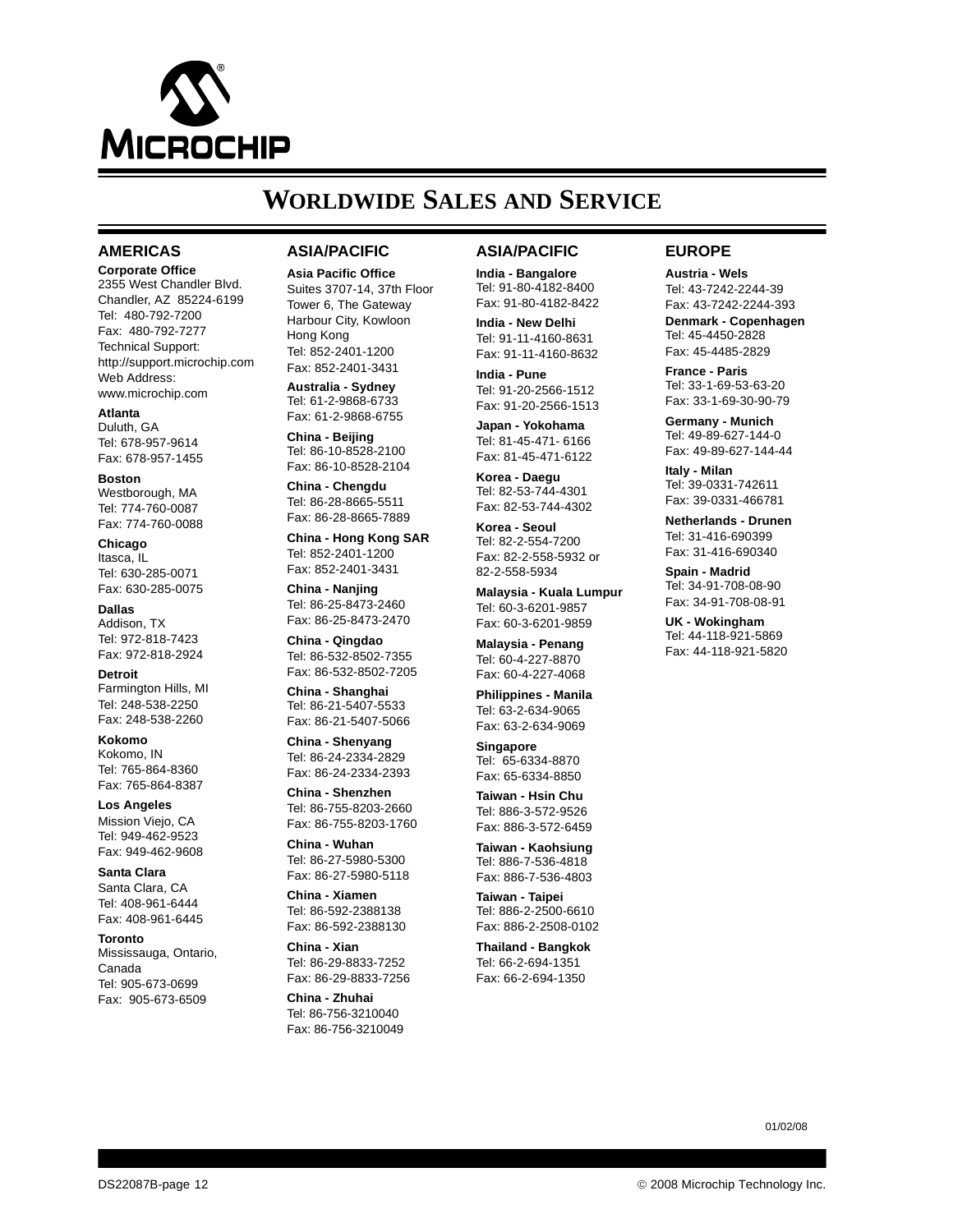MICROCHIP

# WORLDWIDE SALES AND SERVICE

## AMERICAS

**Corporate Office**
2355 West Chandler Blvd.
Chandler, AZ 85224-6199
Tel: 480-792-7200
Fax: 480-792-7277
Technical Support:
http://support.microchip.com
Web Address:
www.microchip.com

**Atlanta**
Duluth, GA
Tel: 678-957-9614
Fax: 678-957-1455

**Boston**
Westborough, MA
Tel: 774-760-0087
Fax: 774-760-0088

**Chicago**
Itasca, IL
Tel: 630-285-0071
Fax: 630-285-0075

**Dallas**
Addison, TX
Tel: 972-818-7423
Fax: 972-818-2924

**Detroit**
Farmington Hills, MI
Tel: 248-538-2250
Fax: 248-538-2260

**Kokomo**
Kokomo, IN
Tel: 765-864-8360
Fax: 765-864-8387

**Los Angeles**
Mission Viejo, CA
Tel: 949-462-9523
Fax: 949-462-9608

**Santa Clara**
Santa Clara, CA
Tel: 408-961-6444
Fax: 408-961-6445

**Toronto**
Mississauga, Ontario,
Canada
Tel: 905-673-0699
Fax: 905-673-6509

## ASIA/PACIFIC

**Asia Pacific Office**
Suites 3707-14, 37th Floor
Tower 6, The Gateway
Harbour City, Kowloon
Hong Kong
Tel: 852-2401-1200
Fax: 852-2401-3431

**Australia - Sydney**
Tel: 61-2-9868-6733
Fax: 61-2-9868-6755

**China - Beijing**
Tel: 86-10-8528-2100
Fax: 86-10-8528-2104

**China - Chengdu**
Tel: 86-28-8665-5511
Fax: 86-28-8665-7889

**China - Hong Kong SAR**
Tel: 852-2401-1200
Fax: 852-2401-3431

**China - Nanjing**
Tel: 86-25-8473-2460
Fax: 86-25-8473-2470

**China - Qingdao**
Tel: 86-532-8502-7355
Fax: 86-532-8502-7205

**China - Shanghai**
Tel: 86-21-5407-5533
Fax: 86-21-5407-5066

**China - Shenyang**
Tel: 86-24-2334-2829
Fax: 86-24-2334-2393

**China - Shenzhen**
Tel: 86-755-8203-2660
Fax: 86-755-8203-1760

**China - Wuhan**
Tel: 86-27-5980-5300
Fax: 86-27-5980-5118

**China - Xiamen**
Tel: 86-592-2388138
Fax: 86-592-2388130

**China - Xian**
Tel: 86-29-8833-7252
Fax: 86-29-8833-7256

**China - Zhuhai**
Tel: 86-756-3210040
Fax: 86-756-3210049

## ASIA/PACIFIC

**India - Bangalore**
Tel: 91-80-4182-8400
Fax: 91-80-4182-8422

**India - New Delhi**
Tel: 91-11-4160-8631
Fax: 91-11-4160-8632

**India - Pune**
Tel: 91-20-2566-1512
Fax: 91-20-2566-1513

**Japan - Yokohama**
Tel: 81-45-471- 6166
Fax: 81-45-471-6122

**Korea - Daegu**
Tel: 82-53-744-4301
Fax: 82-53-744-4302

**Korea - Seoul**
Tel: 82-2-554-7200
Fax: 82-2-558-5932 or
82-2-558-5934

**Malaysia - Kuala Lumpur**
Tel: 60-3-6201-9857
Fax: 60-3-6201-9859

**Malaysia - Penang**
Tel: 60-4-227-8870
Fax: 60-4-227-4068

**Philippines - Manila**
Tel: 63-2-634-9065
Fax: 63-2-634-9069

**Singapore**
Tel: 65-6334-8870
Fax: 65-6334-8850

**Taiwan - Hsin Chu**
Tel: 886-3-572-9526
Fax: 886-3-572-6459

**Taiwan - Kaohsiung**
Tel: 886-7-536-4818
Fax: 886-7-536-4803

**Taiwan - Taipei**
Tel: 886-2-2500-6610
Fax: 886-2-2508-0102

**Thailand - Bangkok**
Tel: 66-2-694-1351
Fax: 66-2-694-1350

## EUROPE

**Austria - Wels**
Tel: 43-7242-2244-39
Fax: 43-7242-2244-393

**Denmark - Copenhagen**
Tel: 45-4450-2828
Fax: 45-4485-2829

**France - Paris**
Tel: 33-1-69-53-63-20
Fax: 33-1-69-30-90-79

**Germany - Munich**
Tel: 49-89-627-144-0
Fax: 49-89-627-144-44

**Italy - Milan**
Tel: 39-0331-742611
Fax: 39-0331-466781

**Netherlands - Drunen**
Tel: 31-416-690399
Fax: 31-416-690340

**Spain - Madrid**
Tel: 34-91-708-08-90
Fax: 34-91-708-08-91

**UK - Wokingham**
Tel: 44-118-921-5869
Fax: 44-118-921-5820

01/02/08